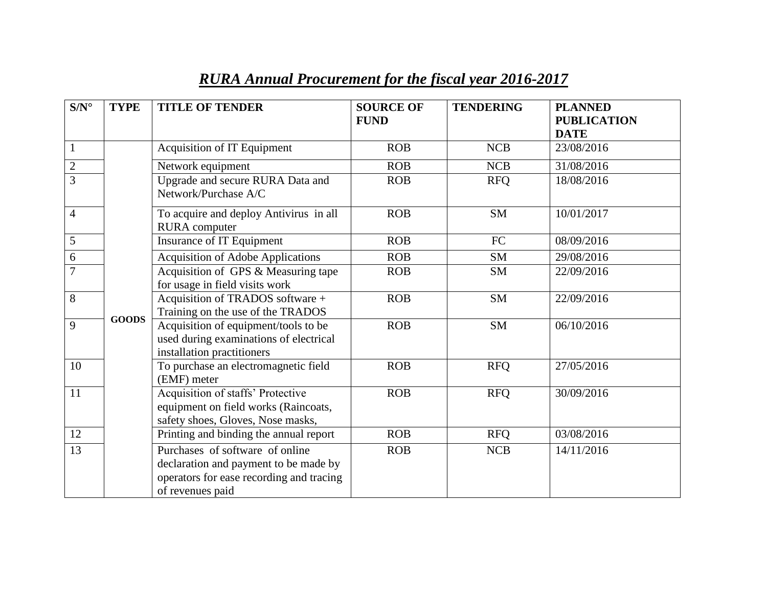# ***RURA Annual Procurement for the fiscal year 2016-2017***

| S/N° | TYPE | TITLE OF TENDER | SOURCE OF FUND | TENDERING | PLANNED PUBLICATION DATE |
|---|---|---|---|---|---|
| 1 | GOODS | Acquisition of IT Equipment | ROB | NCB | 23/08/2016 |
| 2 | | Network equipment | ROB | NCB | 31/08/2016 |
| 3 | | Upgrade and secure RURA Data and Network/Purchase A/C | ROB | RFQ | 18/08/2016 |
| 4 | | To acquire and deploy Antivirus in all RURA computer | ROB | SM | 10/01/2017 |
| 5 | | Insurance of IT Equipment | ROB | FC | 08/09/2016 |
| 6 | | Acquisition of Adobe Applications | ROB | SM | 29/08/2016 |
| 7 | | Acquisition of GPS & Measuring tape for usage in field visits work | ROB | SM | 22/09/2016 |
| 8 | | Acquisition of TRADOS software + Training on the use of the TRADOS | ROB | SM | 22/09/2016 |
| 9 | | Acquisition of equipment/tools to be used during examinations of electrical installation practitioners | ROB | SM | 06/10/2016 |
| 10 | | To purchase an electromagnetic field (EMF) meter | ROB | RFQ | 27/05/2016 |
| 11 | | Acquisition of staffs' Protective equipment on field works (Raincoats, safety shoes, Gloves, Nose masks, | ROB | RFQ | 30/09/2016 |
| 12 | | Printing and binding the annual report | ROB | RFQ | 03/08/2016 |
| 13 | | Purchases of software of online declaration and payment to be made by operators for ease recording and tracing of revenues paid | ROB | NCB | 14/11/2016 |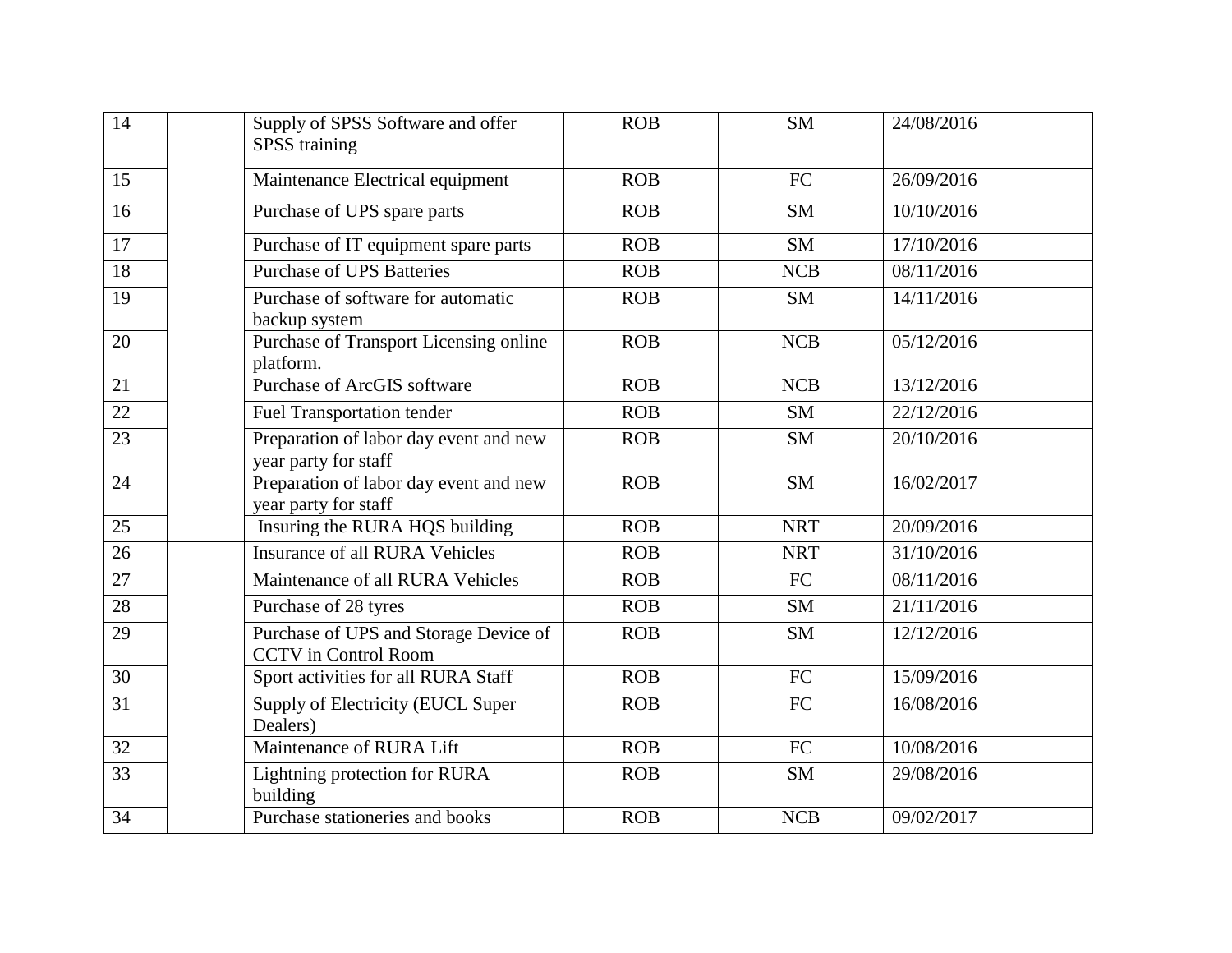| 14 | | Supply of SPSS Software and offer SPSS training | ROB | SM | 24/08/2016 |
|---|---|---|---|---|---|
| 15 | | Maintenance Electrical equipment | ROB | FC | 26/09/2016 |
| 16 | | Purchase of UPS spare parts | ROB | SM | 10/10/2016 |
| 17 | | Purchase of IT equipment spare parts | ROB | SM | 17/10/2016 |
| 18 | | Purchase of UPS Batteries | ROB | NCB | 08/11/2016 |
| 19 | | Purchase of software for automatic backup system | ROB | SM | 14/11/2016 |
| 20 | | Purchase of Transport Licensing online platform. | ROB | NCB | 05/12/2016 |
| 21 | | Purchase of ArcGIS software | ROB | NCB | 13/12/2016 |
| 22 | | Fuel Transportation tender | ROB | SM | 22/12/2016 |
| 23 | | Preparation of labor day event and new year party for staff | ROB | SM | 20/10/2016 |
| 24 | | Preparation of labor day event and new year party for staff | ROB | SM | 16/02/2017 |
| 25 | | Insuring the RURA HQS building | ROB | NRT | 20/09/2016 |
| 26 | | Insurance of all RURA Vehicles | ROB | NRT | 31/10/2016 |
| 27 | | Maintenance of all RURA Vehicles | ROB | FC | 08/11/2016 |
| 28 | | Purchase of 28 tyres | ROB | SM | 21/11/2016 |
| 29 | | Purchase of UPS and Storage Device of CCTV in Control Room | ROB | SM | 12/12/2016 |
| 30 | | Sport activities for all RURA Staff | ROB | FC | 15/09/2016 |
| 31 | | Supply of Electricity (EUCL Super Dealers) | ROB | FC | 16/08/2016 |
| 32 | | Maintenance of RURA Lift | ROB | FC | 10/08/2016 |
| 33 | | Lightning protection for RURA building | ROB | SM | 29/08/2016 |
| 34 | | Purchase stationeries and books | ROB | NCB | 09/02/2017 |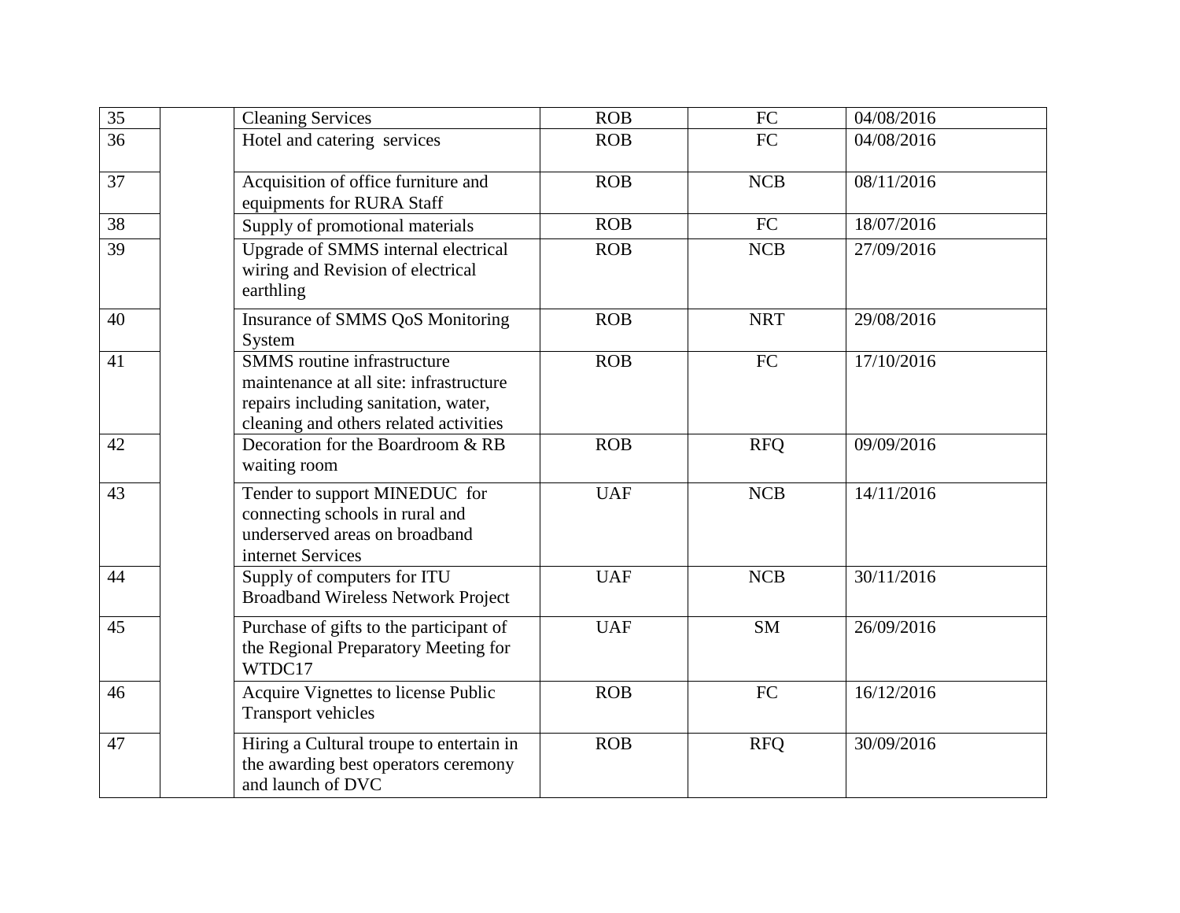| | | | | | |
|---|---|---|---|---|---|
| 35 | | Cleaning Services | ROB | FC | 04/08/2016 |
| 36 | | Hotel and catering services | ROB | FC | 04/08/2016 |
| 37 | | Acquisition of office furniture and equipments for RURA Staff | ROB | NCB | 08/11/2016 |
| 38 | | Supply of promotional materials | ROB | FC | 18/07/2016 |
| 39 | | Upgrade of SMMS internal electrical wiring and Revision of electrical earthling | ROB | NCB | 27/09/2016 |
| 40 | | Insurance of SMMS QoS Monitoring System | ROB | NRT | 29/08/2016 |
| 41 | | SMMS routine infrastructure maintenance at all site: infrastructure repairs including sanitation, water, cleaning and others related activities | ROB | FC | 17/10/2016 |
| 42 | | Decoration for the Boardroom & RB waiting room | ROB | RFQ | 09/09/2016 |
| 43 | | Tender to support MINEDUC for connecting schools in rural and underserved areas on broadband internet Services | UAF | NCB | 14/11/2016 |
| 44 | | Supply of computers for ITU Broadband Wireless Network Project | UAF | NCB | 30/11/2016 |
| 45 | | Purchase of gifts to the participant of the Regional Preparatory Meeting for WTDC17 | UAF | SM | 26/09/2016 |
| 46 | | Acquire Vignettes to license Public Transport vehicles | ROB | FC | 16/12/2016 |
| 47 | | Hiring a Cultural troupe to entertain in the awarding best operators ceremony and launch of DVC | ROB | RFQ | 30/09/2016 |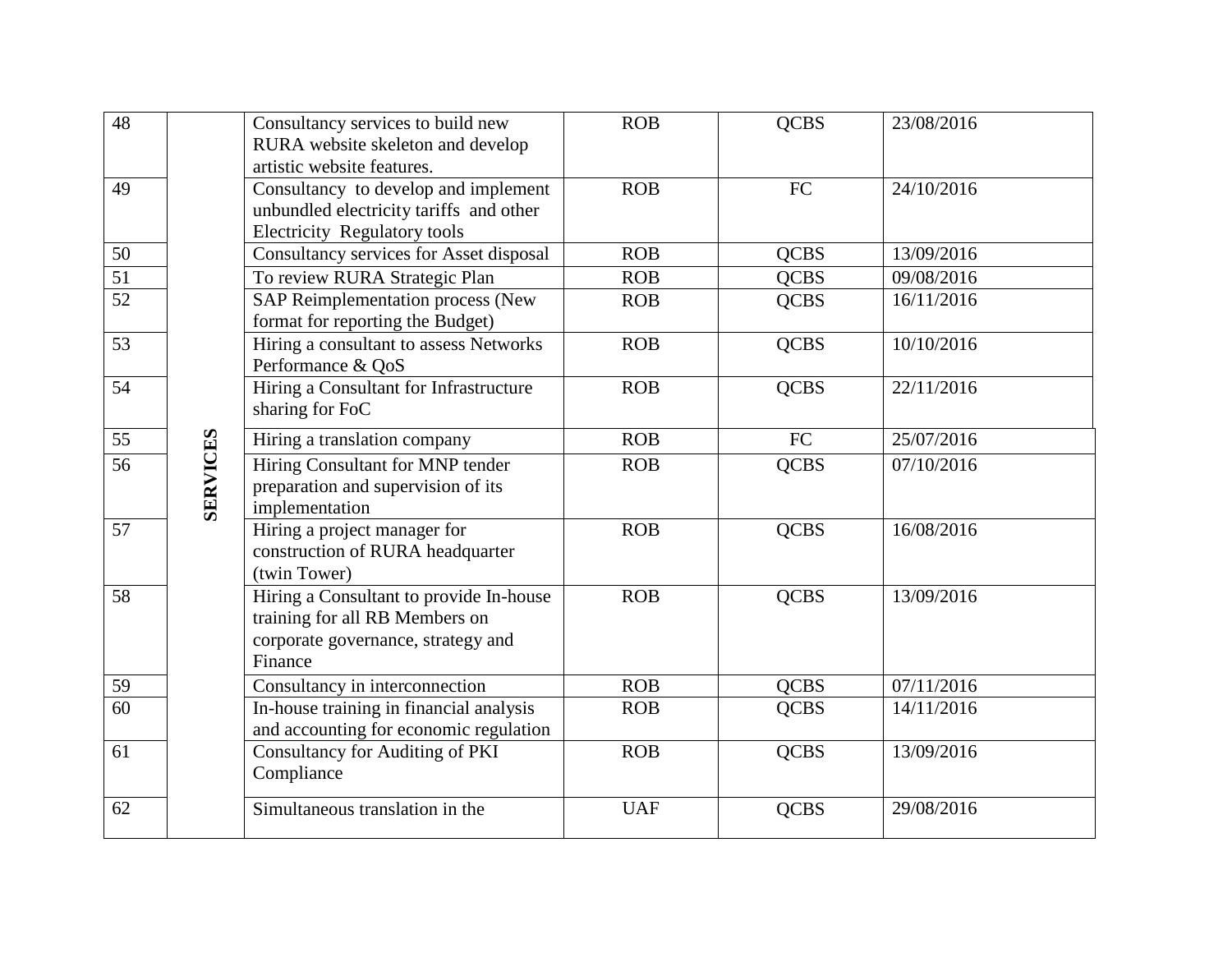| | | | | | |
|---|---|---|---|---|---|
| 48 | SERVICES | Consultancy services to build new RURA website skeleton and develop artistic website features. | ROB | QCBS | 23/08/2016 |
| 49 | | Consultancy to develop and implement unbundled electricity tariffs and other Electricity Regulatory tools | ROB | FC | 24/10/2016 |
| 50 | | Consultancy services for Asset disposal | ROB | QCBS | 13/09/2016 |
| 51 | | To review RURA Strategic Plan | ROB | QCBS | 09/08/2016 |
| 52 | | SAP Reimplementation process (New format for reporting the Budget) | ROB | QCBS | 16/11/2016 |
| 53 | | Hiring a consultant to assess Networks Performance & QoS | ROB | QCBS | 10/10/2016 |
| 54 | | Hiring a Consultant for Infrastructure sharing for FoC | ROB | QCBS | 22/11/2016 |
| 55 | | Hiring a translation company | ROB | FC | 25/07/2016 |
| 56 | | Hiring Consultant for MNP tender preparation and supervision of its implementation | ROB | QCBS | 07/10/2016 |
| 57 | | Hiring a project manager for construction of RURA headquarter (twin Tower) | ROB | QCBS | 16/08/2016 |
| 58 | | Hiring a Consultant to provide In-house training for all RB Members on corporate governance, strategy and Finance | ROB | QCBS | 13/09/2016 |
| 59 | | Consultancy in interconnection | ROB | QCBS | 07/11/2016 |
| 60 | | In-house training in financial analysis and accounting for economic regulation | ROB | QCBS | 14/11/2016 |
| 61 | | Consultancy for Auditing of PKI Compliance | ROB | QCBS | 13/09/2016 |
| 62 | | Simultaneous translation in the | UAF | QCBS | 29/08/2016 |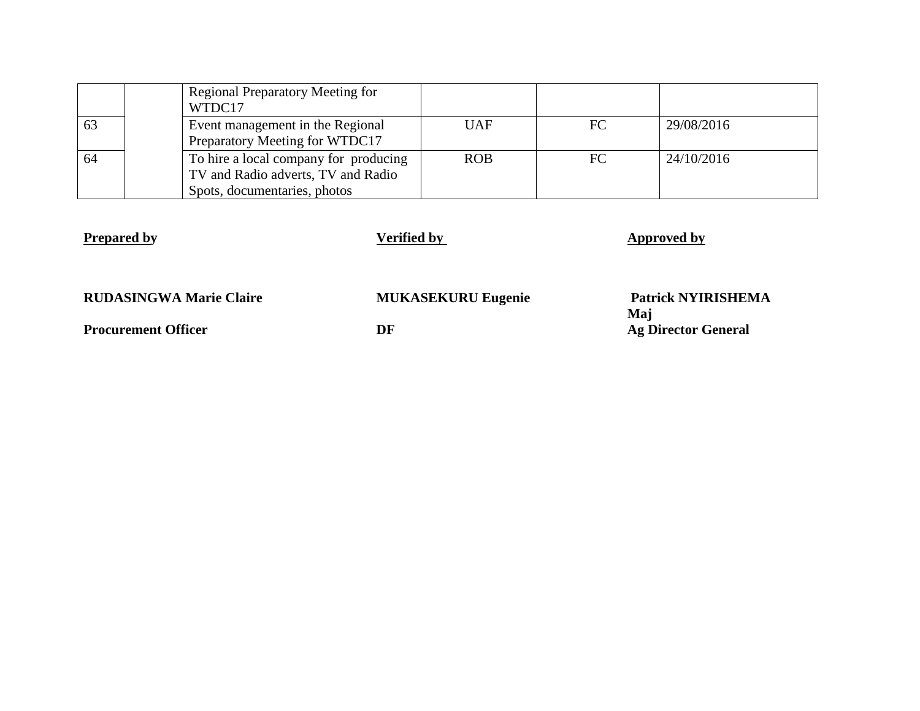| | | | | | |
|---|---|---|---|---|---|
| | | Regional Preparatory Meeting for WTDC17 | | | |
| 63 | | Event management in the Regional Preparatory Meeting for WTDC17 | UAF | FC | 29/08/2016 |
| 64 | | To hire a local company for producing TV and Radio adverts, TV and Radio Spots, documentaries, photos | ROB | FC | 24/10/2016 |

**Prepared by**

**RUDASINGWA Marie Claire**

**Procurement Officer**

**Verified by**

**MUKASEKURU Eugenie**

**DF**

**Approved by**

**Patrick NYIRISHEMA**
**Maj**
**Ag Director General**